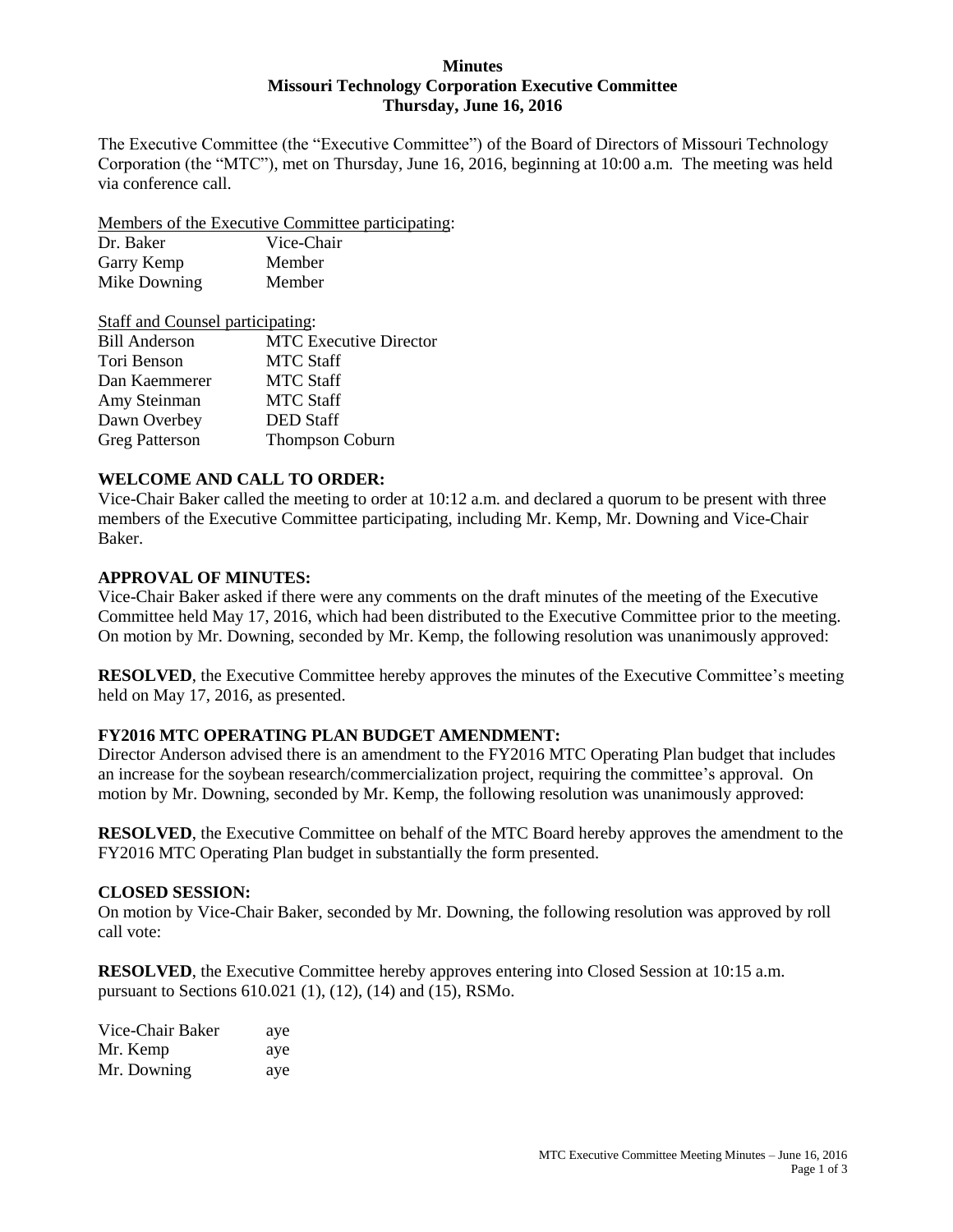# Minutes
## Missouri Technology Corporation Executive Committee
## Thursday, June 16, 2016

The Executive Committee (the "Executive Committee") of the Board of Directors of Missouri Technology Corporation (the "MTC"), met on Thursday, June 16, 2016, beginning at 10:00 a.m. The meeting was held via conference call.

Members of the Executive Committee participating:

| | |
|---|---|
| Dr. Baker | Vice-Chair |
| Garry Kemp | Member |
| Mike Downing | Member |

Staff and Counsel participating:

| | |
|---|---|
| Bill Anderson | MTC Executive Director |
| Tori Benson | MTC Staff |
| Dan Kaemmerer | MTC Staff |
| Amy Steinman | MTC Staff |
| Dawn Overbey | DED Staff |
| Greg Patterson | Thompson Coburn |

**WELCOME AND CALL TO ORDER:**

Vice-Chair Baker called the meeting to order at 10:12 a.m. and declared a quorum to be present with three members of the Executive Committee participating, including Mr. Kemp, Mr. Downing and Vice-Chair Baker.

**APPROVAL OF MINUTES:**

Vice-Chair Baker asked if there were any comments on the draft minutes of the meeting of the Executive Committee held May 17, 2016, which had been distributed to the Executive Committee prior to the meeting. On motion by Mr. Downing, seconded by Mr. Kemp, the following resolution was unanimously approved:

**RESOLVED**, the Executive Committee hereby approves the minutes of the Executive Committee's meeting held on May 17, 2016, as presented.

**FY2016 MTC OPERATING PLAN BUDGET AMENDMENT:**

Director Anderson advised there is an amendment to the FY2016 MTC Operating Plan budget that includes an increase for the soybean research/commercialization project, requiring the committee's approval. On motion by Mr. Downing, seconded by Mr. Kemp, the following resolution was unanimously approved:

**RESOLVED**, the Executive Committee on behalf of the MTC Board hereby approves the amendment to the FY2016 MTC Operating Plan budget in substantially the form presented.

**CLOSED SESSION:**

On motion by Vice-Chair Baker, seconded by Mr. Downing, the following resolution was approved by roll call vote:

**RESOLVED**, the Executive Committee hereby approves entering into Closed Session at 10:15 a.m. pursuant to Sections 610.021 (1), (12), (14) and (15), RSMo.

| | |
|---|---|
| Vice-Chair Baker | aye |
| Mr. Kemp | aye |
| Mr. Downing | aye |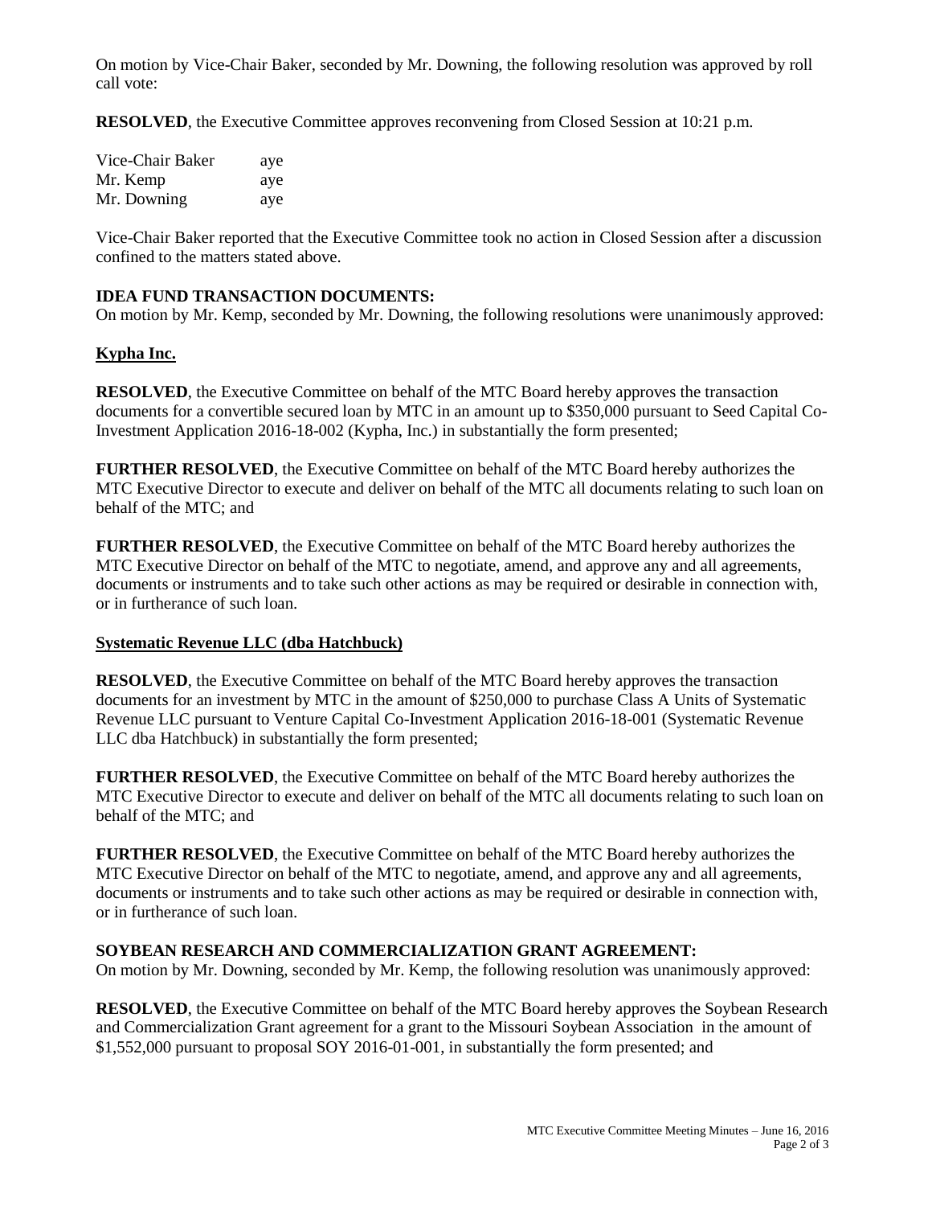On motion by Vice-Chair Baker, seconded by Mr. Downing, the following resolution was approved by roll call vote:

**RESOLVED**, the Executive Committee approves reconvening from Closed Session at 10:21 p.m.

| | |
|---|---|
| Vice-Chair Baker | aye |
| Mr. Kemp | aye |
| Mr. Downing | aye |

Vice-Chair Baker reported that the Executive Committee took no action in Closed Session after a discussion confined to the matters stated above.

**IDEA FUND TRANSACTION DOCUMENTS:**
On motion by Mr. Kemp, seconded by Mr. Downing, the following resolutions were unanimously approved:

**Kypha Inc.**

**RESOLVED**, the Executive Committee on behalf of the MTC Board hereby approves the transaction documents for a convertible secured loan by MTC in an amount up to $350,000 pursuant to Seed Capital Co-Investment Application 2016-18-002 (Kypha, Inc.) in substantially the form presented;

**FURTHER RESOLVED**, the Executive Committee on behalf of the MTC Board hereby authorizes the MTC Executive Director to execute and deliver on behalf of the MTC all documents relating to such loan on behalf of the MTC; and

**FURTHER RESOLVED**, the Executive Committee on behalf of the MTC Board hereby authorizes the MTC Executive Director on behalf of the MTC to negotiate, amend, and approve any and all agreements, documents or instruments and to take such other actions as may be required or desirable in connection with, or in furtherance of such loan.

**Systematic Revenue LLC (dba Hatchbuck)**

**RESOLVED**, the Executive Committee on behalf of the MTC Board hereby approves the transaction documents for an investment by MTC in the amount of $250,000 to purchase Class A Units of Systematic Revenue LLC pursuant to Venture Capital Co-Investment Application 2016-18-001 (Systematic Revenue LLC dba Hatchbuck) in substantially the form presented;

**FURTHER RESOLVED**, the Executive Committee on behalf of the MTC Board hereby authorizes the MTC Executive Director to execute and deliver on behalf of the MTC all documents relating to such loan on behalf of the MTC; and

**FURTHER RESOLVED**, the Executive Committee on behalf of the MTC Board hereby authorizes the MTC Executive Director on behalf of the MTC to negotiate, amend, and approve any and all agreements, documents or instruments and to take such other actions as may be required or desirable in connection with, or in furtherance of such loan.

**SOYBEAN RESEARCH AND COMMERCIALIZATION GRANT AGREEMENT:**
On motion by Mr. Downing, seconded by Mr. Kemp, the following resolution was unanimously approved:

**RESOLVED**, the Executive Committee on behalf of the MTC Board hereby approves the Soybean Research and Commercialization Grant agreement for a grant to the Missouri Soybean Association in the amount of $1,552,000 pursuant to proposal SOY 2016-01-001, in substantially the form presented; and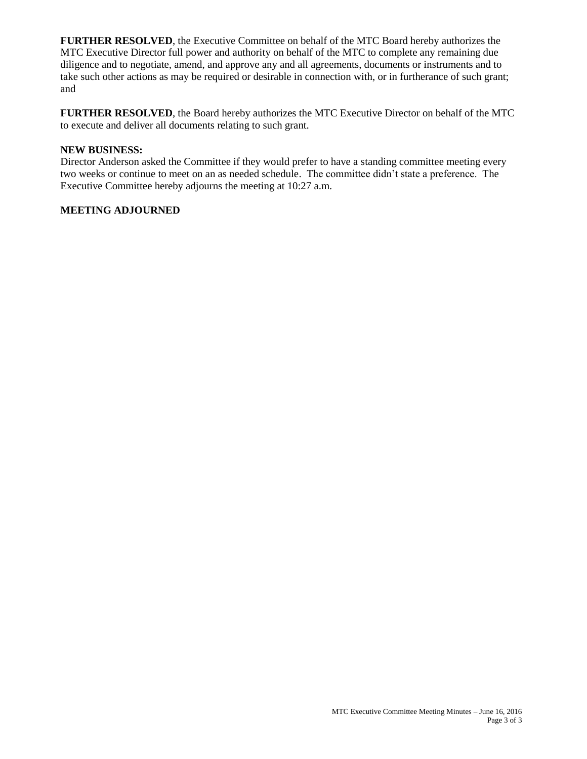**FURTHER RESOLVED**, the Executive Committee on behalf of the MTC Board hereby authorizes the MTC Executive Director full power and authority on behalf of the MTC to complete any remaining due diligence and to negotiate, amend, and approve any and all agreements, documents or instruments and to take such other actions as may be required or desirable in connection with, or in furtherance of such grant; and

**FURTHER RESOLVED**, the Board hereby authorizes the MTC Executive Director on behalf of the MTC to execute and deliver all documents relating to such grant.

**NEW BUSINESS:**
Director Anderson asked the Committee if they would prefer to have a standing committee meeting every two weeks or continue to meet on an as needed schedule. The committee didn't state a preference. The Executive Committee hereby adjourns the meeting at 10:27 a.m.

**MEETING ADJOURNED**